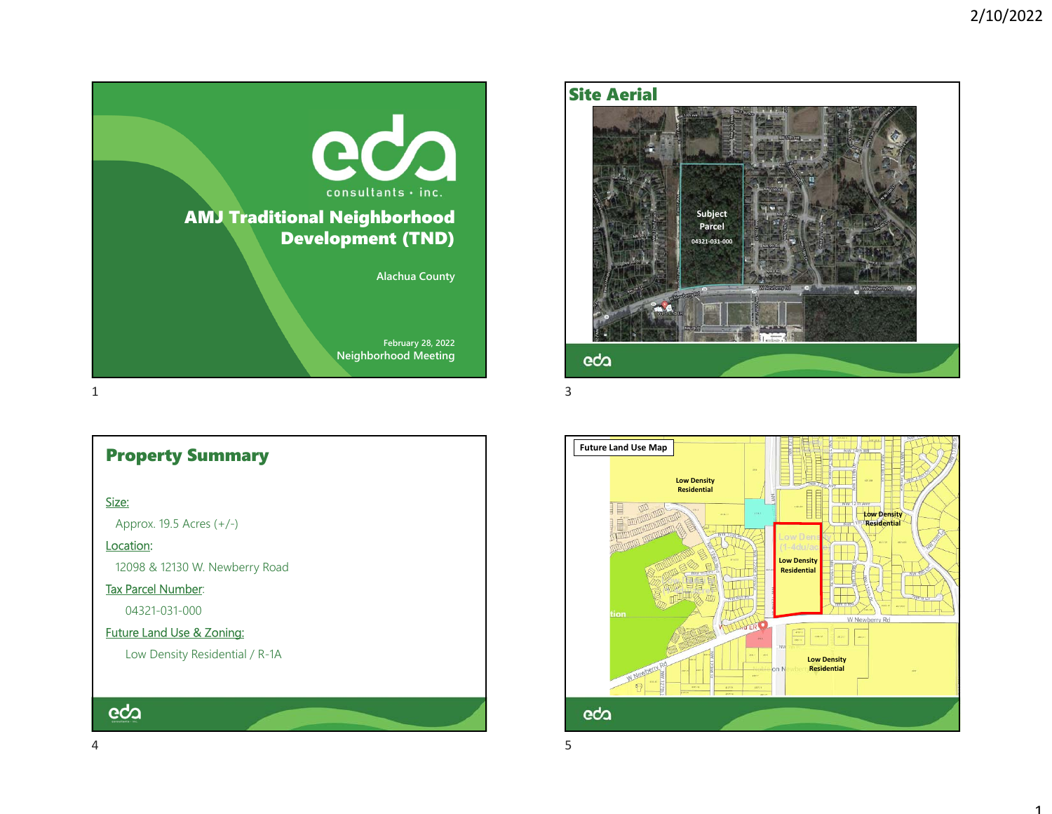# AMJ Traditional Neighborhood Development (TND)

eda consultants · inc.

Alachua County

February 28, 2022
Neighborhood Meeting

## Site Aerial

Subject Parcel
04321-031-000

## Property Summary

Size:

Approx. 19.5 Acres (+/-)

Location:

12098 & 12130 W. Newberry Road

Tax Parcel Number:

04321-031-000

Future Land Use & Zoning:

Low Density Residential / R-1A

## Future Land Use Map

Low Density Residential

Low Density Residential

Low Density Residential

Low Density Residential

W Newberry Rd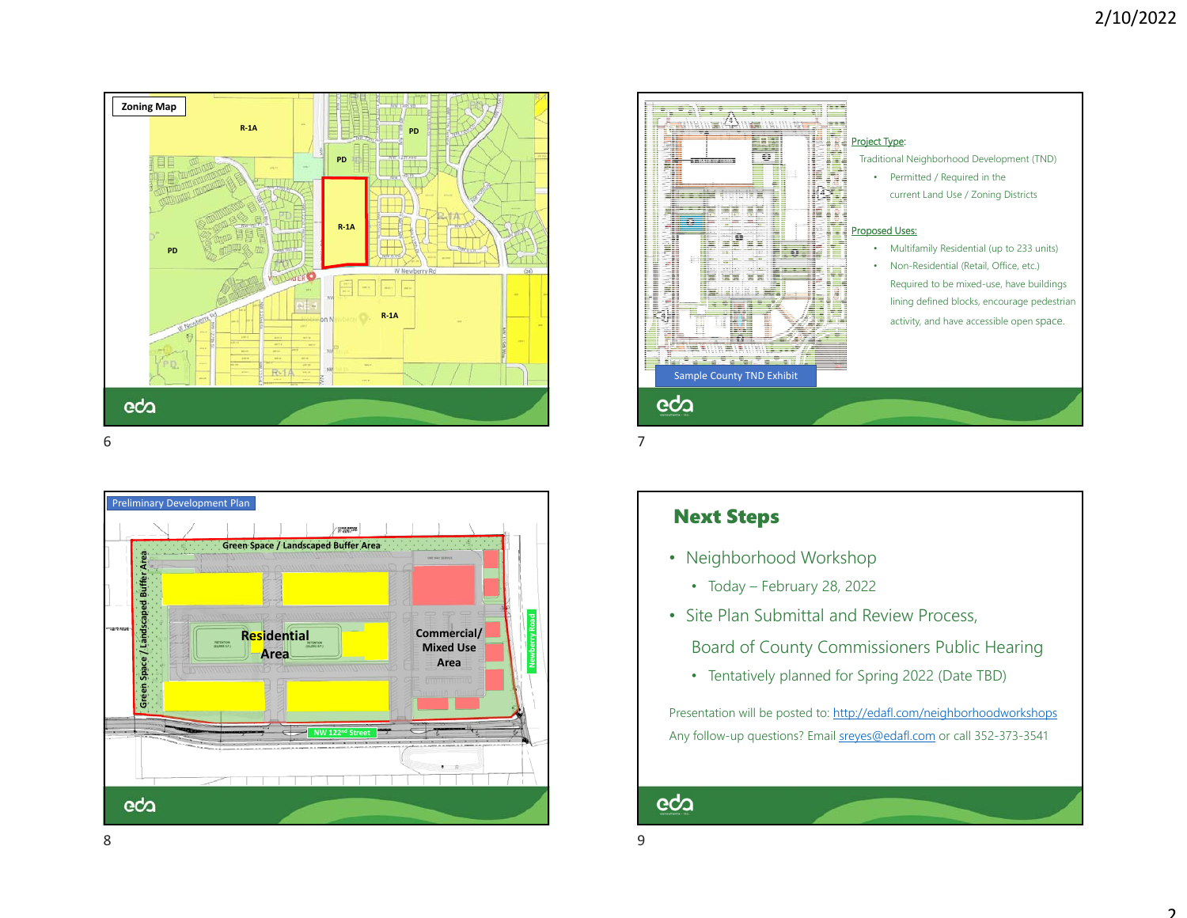## Zoning Map

R-1A

PD

PD

R-1A

PD

W Newberry Rd

R-1A

Project Type:

Traditional Neighborhood Development (TND)

- Permitted / Required in the current Land Use / Zoning Districts

Proposed Uses:

- Multifamily Residential (up to 233 units)
- Non-Residential (Retail, Office, etc.) Required to be mixed-use, have buildings lining defined blocks, encourage pedestrian activity, and have accessible open space.

Sample County TND Exhibit

## Preliminary Development Plan

Green Space / Landscaped Buffer Area

Green Space / Landscaped Buffer Area

Residential Area

Commercial/ Mixed Use Area

Newberry Road

NW 122nd Street

## Next Steps

- Neighborhood Workshop
  - Today – February 28, 2022
- Site Plan Submittal and Review Process, Board of County Commissioners Public Hearing
  - Tentatively planned for Spring 2022 (Date TBD)

Presentation will be posted to: http://edafl.com/neighborhoodworkshops

Any follow-up questions? Email sreyes@edafl.com or call 352-373-3541